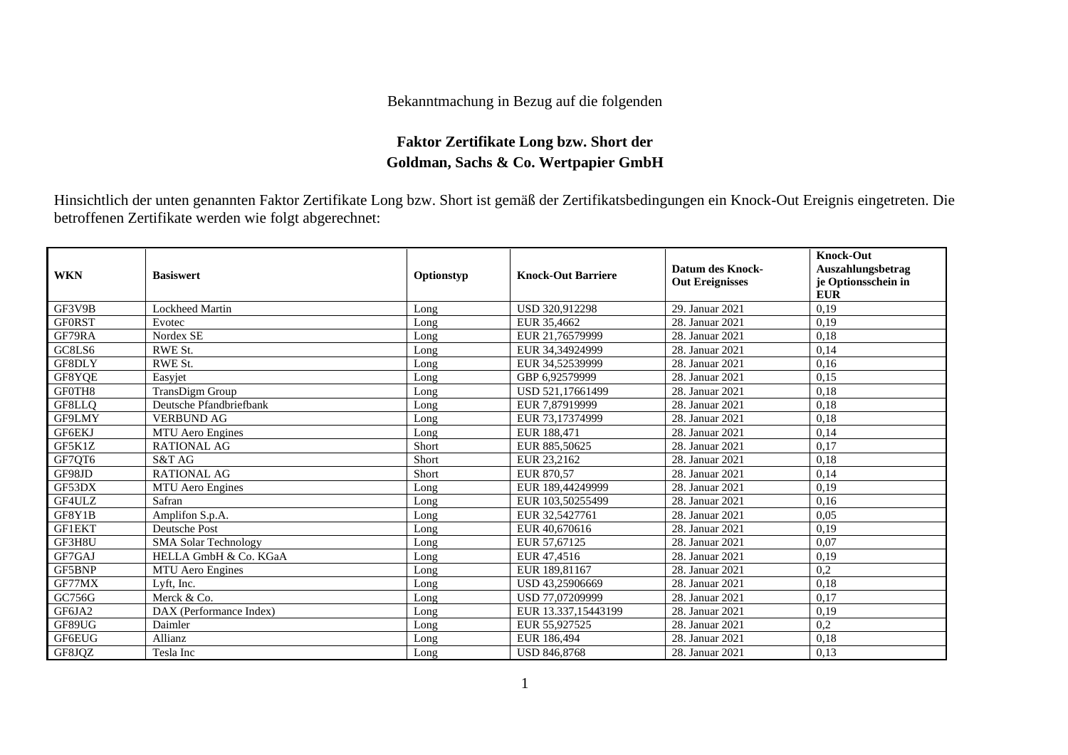Bekanntmachung in Bezug auf die folgenden

**Faktor Zertifikate Long bzw. Short der**
**Goldman, Sachs & Co. Wertpapier GmbH**

Hinsichtlich der unten genannten Faktor Zertifikate Long bzw. Short ist gemäß der Zertifikatsbedingungen ein Knock-Out Ereignis eingetreten. Die betroffenen Zertifikate werden wie folgt abgerechnet:

| WKN | Basiswert | Optionstyp | Knock-Out Barriere | Datum des Knock-Out Ereignisses | Knock-Out Auszahlungsbetrag je Optionsschein in EUR |
|---|---|---|---|---|---|
| GF3V9B | Lockheed Martin | Long | USD 320,912298 | 29. Januar 2021 | 0,19 |
| GF0RST | Evotec | Long | EUR 35,4662 | 28. Januar 2021 | 0,19 |
| GF79RA | Nordex SE | Long | EUR 21,76579999 | 28. Januar 2021 | 0,18 |
| GC8LS6 | RWE St. | Long | EUR 34,34924999 | 28. Januar 2021 | 0,14 |
| GF8DLY | RWE St. | Long | EUR 34,52539999 | 28. Januar 2021 | 0,16 |
| GF8YQE | Easyjet | Long | GBP 6,92579999 | 28. Januar 2021 | 0,15 |
| GF0TH8 | TransDigm Group | Long | USD 521,17661499 | 28. Januar 2021 | 0,18 |
| GF8LLQ | Deutsche Pfandbriefbank | Long | EUR 7,87919999 | 28. Januar 2021 | 0,18 |
| GF9LMY | VERBUND AG | Long | EUR 73,17374999 | 28. Januar 2021 | 0,18 |
| GF6EKJ | MTU Aero Engines | Long | EUR 188,471 | 28. Januar 2021 | 0,14 |
| GF5K1Z | RATIONAL AG | Short | EUR 885,50625 | 28. Januar 2021 | 0,17 |
| GF7QT6 | S&T AG | Short | EUR 23,2162 | 28. Januar 2021 | 0,18 |
| GF98JD | RATIONAL AG | Short | EUR 870,57 | 28. Januar 2021 | 0,14 |
| GF53DX | MTU Aero Engines | Long | EUR 189,44249999 | 28. Januar 2021 | 0,19 |
| GF4ULZ | Safran | Long | EUR 103,50255499 | 28. Januar 2021 | 0,16 |
| GF8Y1B | Amplifon S.p.A. | Long | EUR 32,5427761 | 28. Januar 2021 | 0,05 |
| GF1EKT | Deutsche Post | Long | EUR 40,670616 | 28. Januar 2021 | 0,19 |
| GF3H8U | SMA Solar Technology | Long | EUR 57,67125 | 28. Januar 2021 | 0,07 |
| GF7GAJ | HELLA GmbH & Co. KGaA | Long | EUR 47,4516 | 28. Januar 2021 | 0,19 |
| GF5BNP | MTU Aero Engines | Long | EUR 189,81167 | 28. Januar 2021 | 0,2 |
| GF77MX | Lyft, Inc. | Long | USD 43,25906669 | 28. Januar 2021 | 0,18 |
| GC756G | Merck & Co. | Long | USD 77,07209999 | 28. Januar 2021 | 0,17 |
| GF6JA2 | DAX (Performance Index) | Long | EUR 13.337,15443199 | 28. Januar 2021 | 0,19 |
| GF89UG | Daimler | Long | EUR 55,927525 | 28. Januar 2021 | 0,2 |
| GF6EUG | Allianz | Long | EUR 186,494 | 28. Januar 2021 | 0,18 |
| GF8JQZ | Tesla Inc | Long | USD 846,8768 | 28. Januar 2021 | 0,13 |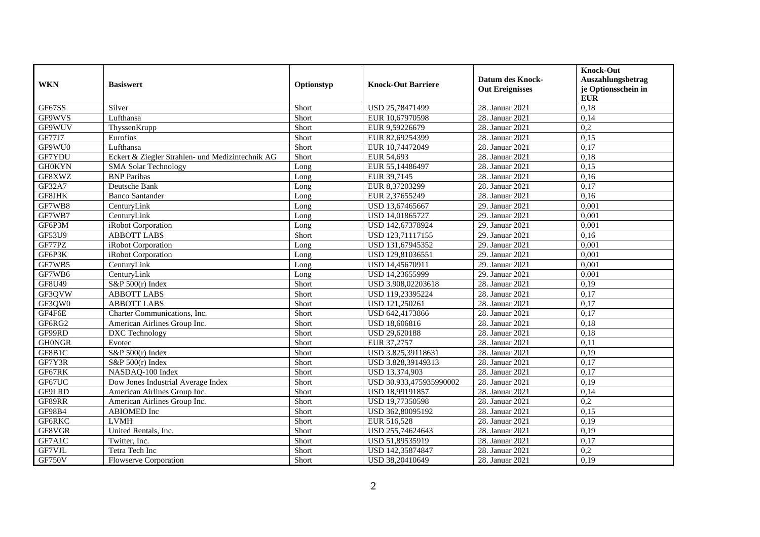| WKN | Basiswert | Optionstyp | Knock-Out Barriere | Datum des Knock-Out Ereignisses | Knock-Out Auszahlungsbetrag je Optionsschein in EUR |
|---|---|---|---|---|---|
| GF67SS | Silver | Short | USD 25,78471499 | 28. Januar 2021 | 0,18 |
| GF9WVS | Lufthansa | Short | EUR 10,67970598 | 28. Januar 2021 | 0,14 |
| GF9WUV | ThyssenKrupp | Short | EUR 9,59226679 | 28. Januar 2021 | 0,2 |
| GF77J7 | Eurofins | Short | EUR 82,69254399 | 28. Januar 2021 | 0,15 |
| GF9WU0 | Lufthansa | Short | EUR 10,74472049 | 28. Januar 2021 | 0,17 |
| GF7YDU | Eckert & Ziegler Strahlen- und Medizintechnik AG | Short | EUR 54,693 | 28. Januar 2021 | 0,18 |
| GH0KYN | SMA Solar Technology | Long | EUR 55,14486497 | 28. Januar 2021 | 0,15 |
| GF8XWZ | BNP Paribas | Long | EUR 39,7145 | 28. Januar 2021 | 0,16 |
| GF32A7 | Deutsche Bank | Long | EUR 8,37203299 | 28. Januar 2021 | 0,17 |
| GF8JHK | Banco Santander | Long | EUR 2,37655249 | 28. Januar 2021 | 0,16 |
| GF7WB8 | CenturyLink | Long | USD 13,67465667 | 29. Januar 2021 | 0,001 |
| GF7WB7 | CenturyLink | Long | USD 14,01865727 | 29. Januar 2021 | 0,001 |
| GF6P3M | iRobot Corporation | Long | USD 142,67378924 | 29. Januar 2021 | 0,001 |
| GF53U9 | ABBOTT LABS | Short | USD 123,71117155 | 29. Januar 2021 | 0,16 |
| GF77PZ | iRobot Corporation | Long | USD 131,67945352 | 29. Januar 2021 | 0,001 |
| GF6P3K | iRobot Corporation | Long | USD 129,81036551 | 29. Januar 2021 | 0,001 |
| GF7WB5 | CenturyLink | Long | USD 14,45670911 | 29. Januar 2021 | 0,001 |
| GF7WB6 | CenturyLink | Long | USD 14,23655999 | 29. Januar 2021 | 0,001 |
| GF8U49 | S&P 500(r) Index | Short | USD 3.908,02203618 | 28. Januar 2021 | 0,19 |
| GF3QVW | ABBOTT LABS | Short | USD 119,23395224 | 28. Januar 2021 | 0,17 |
| GF3QW0 | ABBOTT LABS | Short | USD 121,250261 | 28. Januar 2021 | 0,17 |
| GF4F6E | Charter Communications, Inc. | Short | USD 642,4173866 | 28. Januar 2021 | 0,17 |
| GF6RG2 | American Airlines Group Inc. | Short | USD 18,606816 | 28. Januar 2021 | 0,18 |
| GF99RD | DXC Technology | Short | USD 29,620188 | 28. Januar 2021 | 0,18 |
| GH0NGR | Evotec | Short | EUR 37,2757 | 28. Januar 2021 | 0,11 |
| GF8B1C | S&P 500(r) Index | Short | USD 3.825,39118631 | 28. Januar 2021 | 0,19 |
| GF7Y3R | S&P 500(r) Index | Short | USD 3.828,39149313 | 28. Januar 2021 | 0,17 |
| GF67RK | NASDAQ-100 Index | Short | USD 13.374,903 | 28. Januar 2021 | 0,17 |
| GF67UC | Dow Jones Industrial Average Index | Short | USD 30.933,475935990002 | 28. Januar 2021 | 0,19 |
| GF9LRD | American Airlines Group Inc. | Short | USD 18,99191857 | 28. Januar 2021 | 0,14 |
| GF89RR | American Airlines Group Inc. | Short | USD 19,77350598 | 28. Januar 2021 | 0,2 |
| GF98B4 | ABIOMED Inc | Short | USD 362,80095192 | 28. Januar 2021 | 0,15 |
| GF6RKC | LVMH | Short | EUR 516,528 | 28. Januar 2021 | 0,19 |
| GF8VGR | United Rentals, Inc. | Short | USD 255,74624643 | 28. Januar 2021 | 0,19 |
| GF7A1C | Twitter, Inc. | Short | USD 51,89535919 | 28. Januar 2021 | 0,17 |
| GF7VJL | Tetra Tech Inc | Short | USD 142,35874847 | 28. Januar 2021 | 0,2 |
| GF750V | Flowserve Corporation | Short | USD 38,20410649 | 28. Januar 2021 | 0,19 |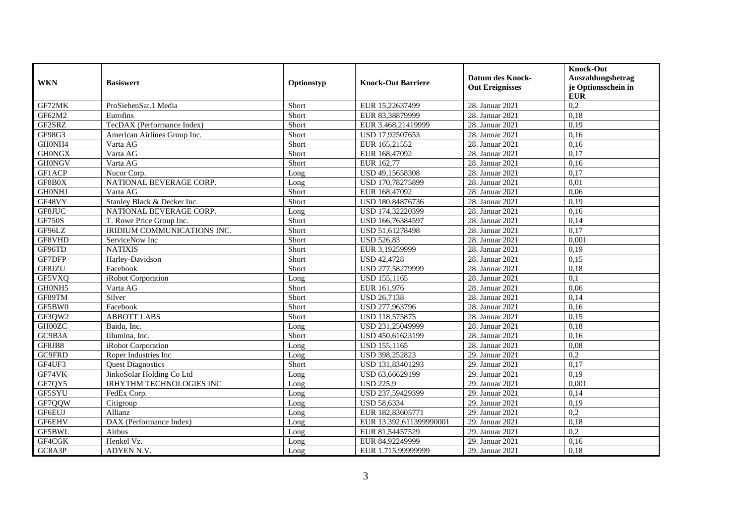| WKN | Basiswert | Optionstyp | Knock-Out Barriere | Datum des Knock-Out Ereignisses | Knock-Out Auszahlungsbetrag je Optionsschein in EUR |
|---|---|---|---|---|---|
| GF72MK | ProSiebenSat.1 Media | Short | EUR 15,22637499 | 28. Januar 2021 | 0,2 |
| GF62M2 | Eurofins | Short | EUR 83,38879999 | 28. Januar 2021 | 0,18 |
| GF2SRZ | TecDAX (Performance Index) | Short | EUR 3.468,21419999 | 28. Januar 2021 | 0,19 |
| GF98G3 | American Airlines Group Inc. | Short | USD 17,92507653 | 28. Januar 2021 | 0,16 |
| GH0NH4 | Varta AG | Short | EUR 165,21552 | 28. Januar 2021 | 0,16 |
| GH0NGX | Varta AG | Short | EUR 168,47092 | 28. Januar 2021 | 0,17 |
| GH0NGV | Varta AG | Short | EUR 162,77 | 28. Januar 2021 | 0,16 |
| GF1ACP | Nucor Corp. | Long | USD 49,15658308 | 28. Januar 2021 | 0,17 |
| GF8B0X | NATIONAL BEVERAGE CORP. | Long | USD 170,78275899 | 28. Januar 2021 | 0,01 |
| GH0NHJ | Varta AG | Short | EUR 168,47092 | 28. Januar 2021 | 0,06 |
| GF48VY | Stanley Black & Decker Inc. | Short | USD 180,84876736 | 28. Januar 2021 | 0,19 |
| GF8JUC | NATIONAL BEVERAGE CORP. | Long | USD 174,32220399 | 28. Januar 2021 | 0,16 |
| GF750S | T. Rowe Price Group Inc. | Short | USD 166,76384597 | 28. Januar 2021 | 0,14 |
| GF96LZ | IRIDIUM COMMUNICATIONS INC. | Short | USD 51,61278498 | 28. Januar 2021 | 0,17 |
| GF8VHD | ServiceNow Inc | Short | USD 526,83 | 28. Januar 2021 | 0,001 |
| GF96TD | NATIXIS | Short | EUR 3,19259999 | 28. Januar 2021 | 0,19 |
| GF7DFP | Harley-Davidson | Short | USD 42,4728 | 28. Januar 2021 | 0,15 |
| GF8JZU | Facebook | Short | USD 277,58279999 | 28. Januar 2021 | 0,18 |
| GF5VXQ | iRobot Corporation | Long | USD 155,1165 | 28. Januar 2021 | 0,1 |
| GH0NH5 | Varta AG | Short | EUR 161,976 | 28. Januar 2021 | 0,06 |
| GF89TM | Silver | Short | USD 26,7138 | 28. Januar 2021 | 0,14 |
| GF5BW0 | Facebook | Short | USD 277,963796 | 28. Januar 2021 | 0,16 |
| GF3QW2 | ABBOTT LABS | Short | USD 118,575875 | 28. Januar 2021 | 0,15 |
| GH00ZC | Baidu, Inc. | Long | USD 231,25049999 | 28. Januar 2021 | 0,18 |
| GC9B3A | Illumina, Inc. | Short | USD 450,61623199 | 28. Januar 2021 | 0,16 |
| GF8JB8 | iRobot Corporation | Long | USD 155,1165 | 28. Januar 2021 | 0,08 |
| GC9FRD | Roper Industries Inc | Long | USD 398,252823 | 29. Januar 2021 | 0,2 |
| GF4UF3 | Quest Diagnostics | Short | USD 131,83401293 | 29. Januar 2021 | 0,17 |
| GF74VK | JinkoSolar Holding Co Ltd | Long | USD 63,66629199 | 29. Januar 2021 | 0,19 |
| GF7QY5 | IRHYTHM TECHNOLOGIES INC | Long | USD 225,9 | 29. Januar 2021 | 0,001 |
| GF5SYU | FedEx Corp. | Long | USD 237,59429399 | 29. Januar 2021 | 0,14 |
| GF7QQW | Citigroup | Long | USD 58,6334 | 29. Januar 2021 | 0,19 |
| GF6EUJ | Allianz | Long | EUR 182,83605771 | 29. Januar 2021 | 0,2 |
| GF6EHV | DAX (Performance Index) | Long | EUR 13.392,611399990001 | 29. Januar 2021 | 0,18 |
| GF5BWL | Airbus | Long | EUR 81,54457529 | 29. Januar 2021 | 0,2 |
| GF4CGK | Henkel Vz. | Long | EUR 84,92249999 | 29. Januar 2021 | 0,16 |
| GC8A3P | ADYEN N.V. | Long | EUR 1.715,99999999 | 29. Januar 2021 | 0,18 |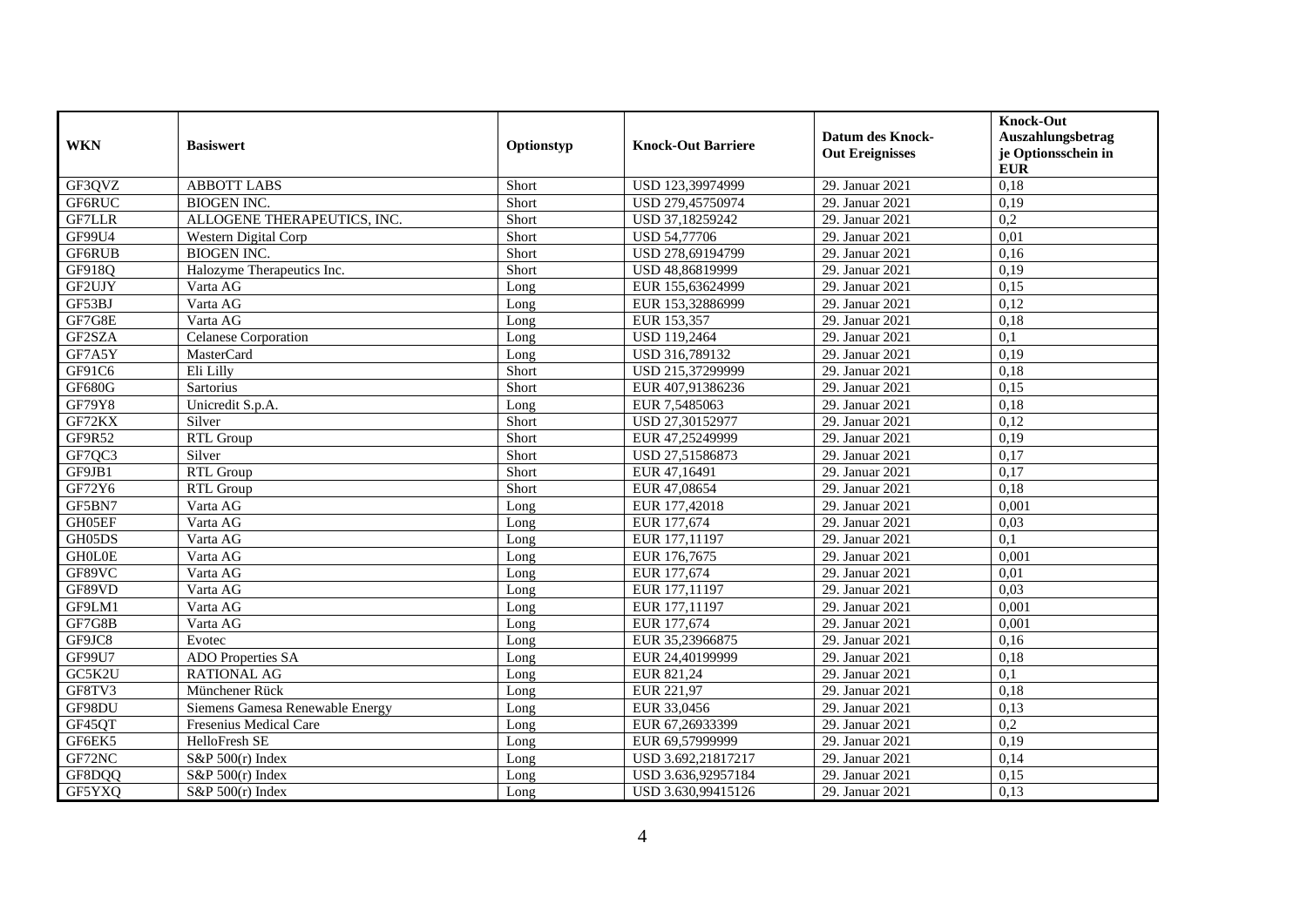| WKN | Basiswert | Optionstyp | Knock-Out Barriere | Datum des Knock-Out Ereignisses | Knock-Out Auszahlungsbetrag je Optionsschein in EUR |
|---|---|---|---|---|---|
| GF3QVZ | ABBOTT LABS | Short | USD 123,39974999 | 29. Januar 2021 | 0,18 |
| GF6RUC | BIOGEN INC. | Short | USD 279,45750974 | 29. Januar 2021 | 0,19 |
| GF7LLR | ALLOGENE THERAPEUTICS, INC. | Short | USD 37,18259242 | 29. Januar 2021 | 0,2 |
| GF99U4 | Western Digital Corp | Short | USD 54,77706 | 29. Januar 2021 | 0,01 |
| GF6RUB | BIOGEN INC. | Short | USD 278,69194799 | 29. Januar 2021 | 0,16 |
| GF918Q | Halozyme Therapeutics Inc. | Short | USD 48,86819999 | 29. Januar 2021 | 0,19 |
| GF2UJY | Varta AG | Long | EUR 155,63624999 | 29. Januar 2021 | 0,15 |
| GF53BJ | Varta AG | Long | EUR 153,32886999 | 29. Januar 2021 | 0,12 |
| GF7G8E | Varta AG | Long | EUR 153,357 | 29. Januar 2021 | 0,18 |
| GF2SZA | Celanese Corporation | Long | USD 119,2464 | 29. Januar 2021 | 0,1 |
| GF7A5Y | MasterCard | Long | USD 316,789132 | 29. Januar 2021 | 0,19 |
| GF91C6 | Eli Lilly | Short | USD 215,37299999 | 29. Januar 2021 | 0,18 |
| GF680G | Sartorius | Short | EUR 407,91386236 | 29. Januar 2021 | 0,15 |
| GF79Y8 | Unicredit S.p.A. | Long | EUR 7,5485063 | 29. Januar 2021 | 0,18 |
| GF72KX | Silver | Short | USD 27,30152977 | 29. Januar 2021 | 0,12 |
| GF9R52 | RTL Group | Short | EUR 47,25249999 | 29. Januar 2021 | 0,19 |
| GF7QC3 | Silver | Short | USD 27,51586873 | 29. Januar 2021 | 0,17 |
| GF9JB1 | RTL Group | Short | EUR 47,16491 | 29. Januar 2021 | 0,17 |
| GF72Y6 | RTL Group | Short | EUR 47,08654 | 29. Januar 2021 | 0,18 |
| GF5BN7 | Varta AG | Long | EUR 177,42018 | 29. Januar 2021 | 0,001 |
| GH05EF | Varta AG | Long | EUR 177,674 | 29. Januar 2021 | 0,03 |
| GH05DS | Varta AG | Long | EUR 177,11197 | 29. Januar 2021 | 0,1 |
| GH0L0E | Varta AG | Long | EUR 176,7675 | 29. Januar 2021 | 0,001 |
| GF89VC | Varta AG | Long | EUR 177,674 | 29. Januar 2021 | 0,01 |
| GF89VD | Varta AG | Long | EUR 177,11197 | 29. Januar 2021 | 0,03 |
| GF9LM1 | Varta AG | Long | EUR 177,11197 | 29. Januar 2021 | 0,001 |
| GF7G8B | Varta AG | Long | EUR 177,674 | 29. Januar 2021 | 0,001 |
| GF9JC8 | Evotec | Long | EUR 35,23966875 | 29. Januar 2021 | 0,16 |
| GF99U7 | ADO Properties SA | Long | EUR 24,40199999 | 29. Januar 2021 | 0,18 |
| GC5K2U | RATIONAL AG | Long | EUR 821,24 | 29. Januar 2021 | 0,1 |
| GF8TV3 | Münchener Rück | Long | EUR 221,97 | 29. Januar 2021 | 0,18 |
| GF98DU | Siemens Gamesa Renewable Energy | Long | EUR 33,0456 | 29. Januar 2021 | 0,13 |
| GF45QT | Fresenius Medical Care | Long | EUR 67,26933399 | 29. Januar 2021 | 0,2 |
| GF6EK5 | HelloFresh SE | Long | EUR 69,57999999 | 29. Januar 2021 | 0,19 |
| GF72NC | S&P 500(r) Index | Long | USD 3.692,21817217 | 29. Januar 2021 | 0,14 |
| GF8DQQ | S&P 500(r) Index | Long | USD 3.636,92957184 | 29. Januar 2021 | 0,15 |
| GF5YXQ | S&P 500(r) Index | Long | USD 3.630,99415126 | 29. Januar 2021 | 0,13 |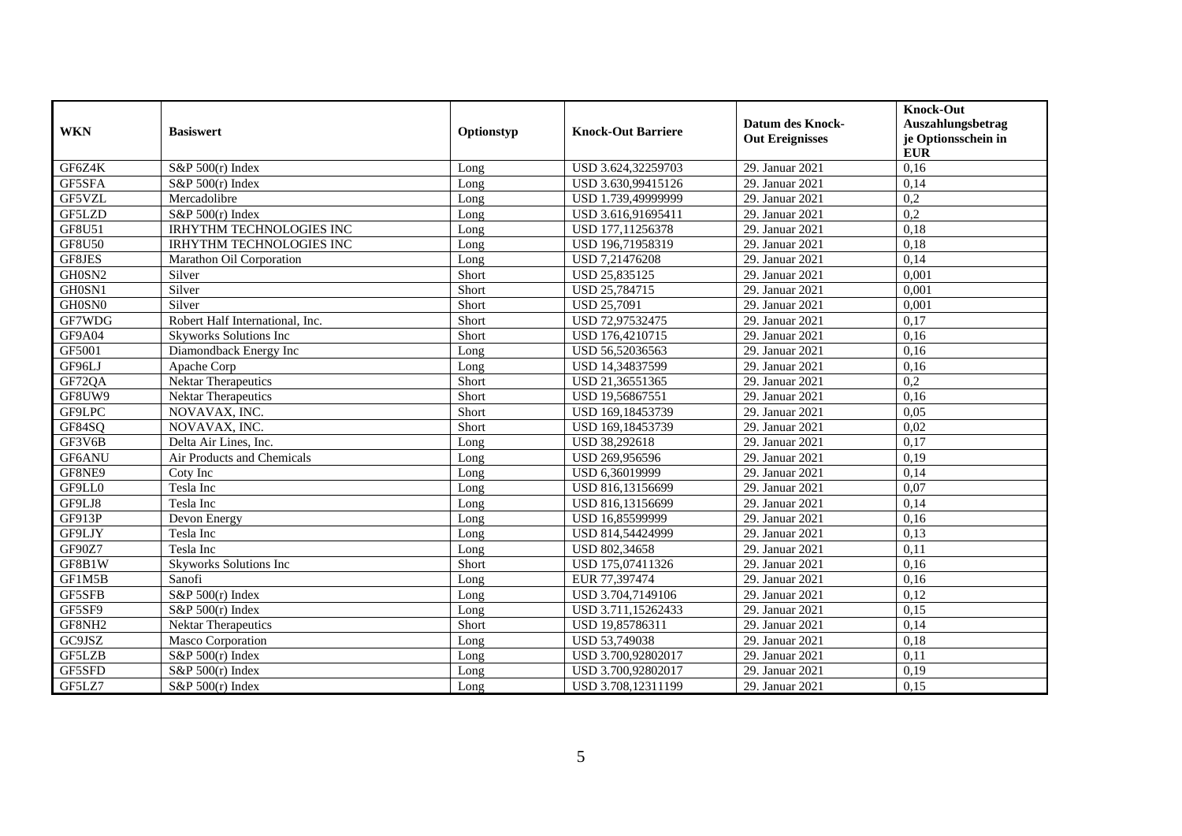| WKN | Basiswert | Optionstyp | Knock-Out Barriere | Datum des Knock-Out Ereignisses | Knock-Out Auszahlungsbetrag je Optionsschein in EUR |
|---|---|---|---|---|---|
| GF6Z4K | S&P 500(r) Index | Long | USD 3.624,32259703 | 29. Januar 2021 | 0,16 |
| GF5SFA | S&P 500(r) Index | Long | USD 3.630,99415126 | 29. Januar 2021 | 0,14 |
| GF5VZL | Mercadolibre | Long | USD 1.739,49999999 | 29. Januar 2021 | 0,2 |
| GF5LZD | S&P 500(r) Index | Long | USD 3.616,91695411 | 29. Januar 2021 | 0,2 |
| GF8U51 | IRHYTHM TECHNOLOGIES INC | Long | USD 177,11256378 | 29. Januar 2021 | 0,18 |
| GF8U50 | IRHYTHM TECHNOLOGIES INC | Long | USD 196,71958319 | 29. Januar 2021 | 0,18 |
| GF8JES | Marathon Oil Corporation | Long | USD 7,21476208 | 29. Januar 2021 | 0,14 |
| GH0SN2 | Silver | Short | USD 25,835125 | 29. Januar 2021 | 0,001 |
| GH0SN1 | Silver | Short | USD 25,784715 | 29. Januar 2021 | 0,001 |
| GH0SN0 | Silver | Short | USD 25,7091 | 29. Januar 2021 | 0,001 |
| GF7WDG | Robert Half International, Inc. | Short | USD 72,97532475 | 29. Januar 2021 | 0,17 |
| GF9A04 | Skyworks Solutions Inc | Short | USD 176,4210715 | 29. Januar 2021 | 0,16 |
| GF5001 | Diamondback Energy Inc | Long | USD 56,52036563 | 29. Januar 2021 | 0,16 |
| GF96LJ | Apache Corp | Long | USD 14,34837599 | 29. Januar 2021 | 0,16 |
| GF72QA | Nektar Therapeutics | Short | USD 21,36551365 | 29. Januar 2021 | 0,2 |
| GF8UW9 | Nektar Therapeutics | Short | USD 19,56867551 | 29. Januar 2021 | 0,16 |
| GF9LPC | NOVAVAX, INC. | Short | USD 169,18453739 | 29. Januar 2021 | 0,05 |
| GF84SQ | NOVAVAX, INC. | Short | USD 169,18453739 | 29. Januar 2021 | 0,02 |
| GF3V6B | Delta Air Lines, Inc. | Long | USD 38,292618 | 29. Januar 2021 | 0,17 |
| GF6ANU | Air Products and Chemicals | Long | USD 269,956596 | 29. Januar 2021 | 0,19 |
| GF8NE9 | Coty Inc | Long | USD 6,36019999 | 29. Januar 2021 | 0,14 |
| GF9LL0 | Tesla Inc | Long | USD 816,13156699 | 29. Januar 2021 | 0,07 |
| GF9LJ8 | Tesla Inc | Long | USD 816,13156699 | 29. Januar 2021 | 0,14 |
| GF913P | Devon Energy | Long | USD 16,85599999 | 29. Januar 2021 | 0,16 |
| GF9LJY | Tesla Inc | Long | USD 814,54424999 | 29. Januar 2021 | 0,13 |
| GF90Z7 | Tesla Inc | Long | USD 802,34658 | 29. Januar 2021 | 0,11 |
| GF8B1W | Skyworks Solutions Inc | Short | USD 175,07411326 | 29. Januar 2021 | 0,16 |
| GF1M5B | Sanofi | Long | EUR 77,397474 | 29. Januar 2021 | 0,16 |
| GF5SFB | S&P 500(r) Index | Long | USD 3.704,7149106 | 29. Januar 2021 | 0,12 |
| GF5SF9 | S&P 500(r) Index | Long | USD 3.711,15262433 | 29. Januar 2021 | 0,15 |
| GF8NH2 | Nektar Therapeutics | Short | USD 19,85786311 | 29. Januar 2021 | 0,14 |
| GC9JSZ | Masco Corporation | Long | USD 53,749038 | 29. Januar 2021 | 0,18 |
| GF5LZB | S&P 500(r) Index | Long | USD 3.700,92802017 | 29. Januar 2021 | 0,11 |
| GF5SFD | S&P 500(r) Index | Long | USD 3.700,92802017 | 29. Januar 2021 | 0,19 |
| GF5LZ7 | S&P 500(r) Index | Long | USD 3.708,12311199 | 29. Januar 2021 | 0,15 |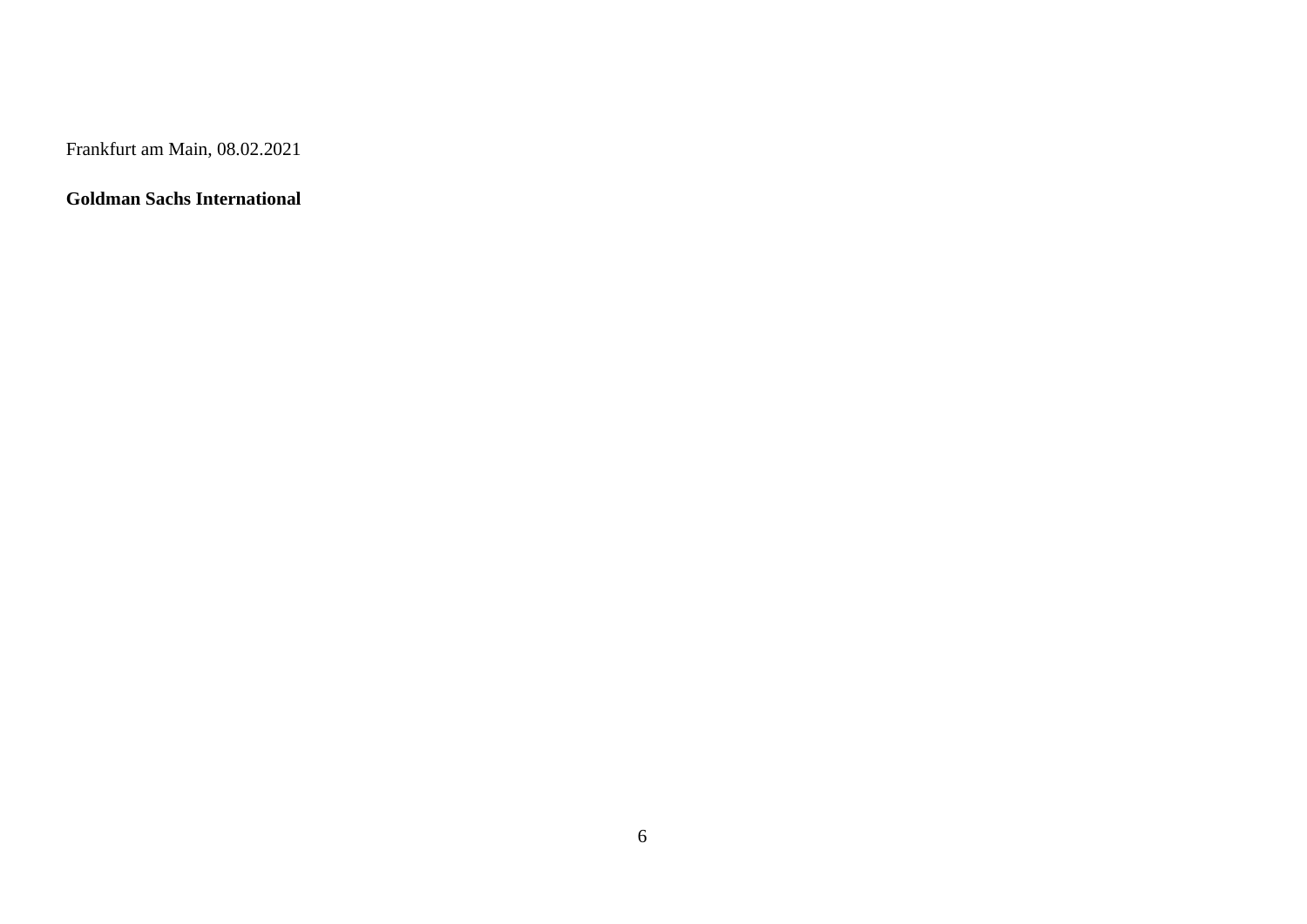Frankfurt am Main, 08.02.2021

**Goldman Sachs International**